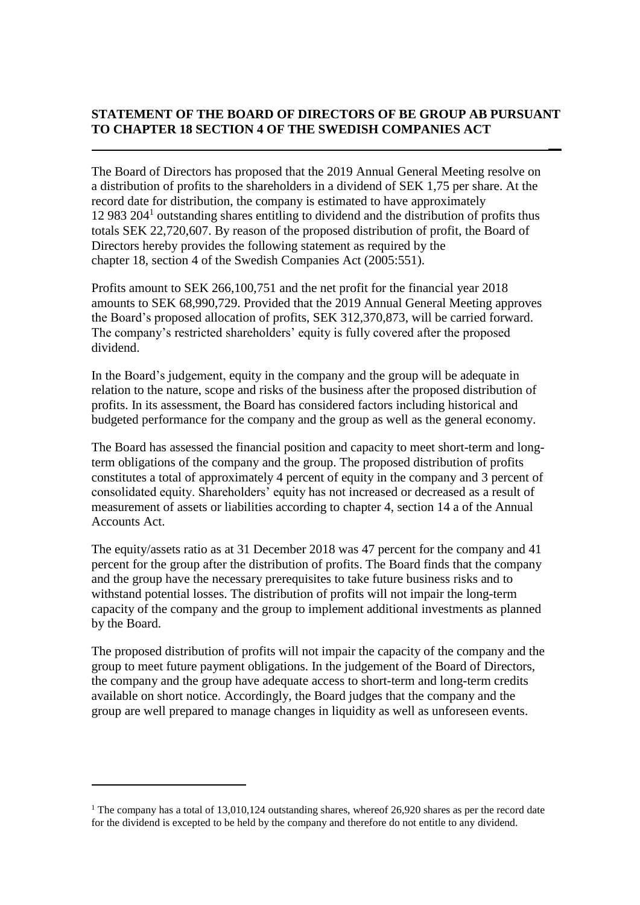# STATEMENT OF THE BOARD OF DIRECTORS OF BE GROUP AB PURSUANT TO CHAPTER 18 SECTION 4 OF THE SWEDISH COMPANIES ACT

The Board of Directors has proposed that the 2019 Annual General Meeting resolve on a distribution of profits to the shareholders in a dividend of SEK 1,75 per share. At the record date for distribution, the company is estimated to have approximately 12 983 204[1] outstanding shares entitling to dividend and the distribution of profits thus totals SEK 22,720,607. By reason of the proposed distribution of profit, the Board of Directors hereby provides the following statement as required by the chapter 18, section 4 of the Swedish Companies Act (2005:551).

Profits amount to SEK 266,100,751 and the net profit for the financial year 2018 amounts to SEK 68,990,729. Provided that the 2019 Annual General Meeting approves the Board's proposed allocation of profits, SEK 312,370,873, will be carried forward. The company's restricted shareholders' equity is fully covered after the proposed dividend.

In the Board's judgement, equity in the company and the group will be adequate in relation to the nature, scope and risks of the business after the proposed distribution of profits. In its assessment, the Board has considered factors including historical and budgeted performance for the company and the group as well as the general economy.

The Board has assessed the financial position and capacity to meet short-term and long-term obligations of the company and the group. The proposed distribution of profits constitutes a total of approximately 4 percent of equity in the company and 3 percent of consolidated equity. Shareholders' equity has not increased or decreased as a result of measurement of assets or liabilities according to chapter 4, section 14 a of the Annual Accounts Act.

The equity/assets ratio as at 31 December 2018 was 47 percent for the company and 41 percent for the group after the distribution of profits. The Board finds that the company and the group have the necessary prerequisites to take future business risks and to withstand potential losses. The distribution of profits will not impair the long-term capacity of the company and the group to implement additional investments as planned by the Board.

The proposed distribution of profits will not impair the capacity of the company and the group to meet future payment obligations. In the judgement of the Board of Directors, the company and the group have adequate access to short-term and long-term credits available on short notice. Accordingly, the Board judges that the company and the group are well prepared to manage changes in liquidity as well as unforeseen events.

---

[1] The company has a total of 13,010,124 outstanding shares, whereof 26,920 shares as per the record date for the dividend is excepted to be held by the company and therefore do not entitle to any dividend.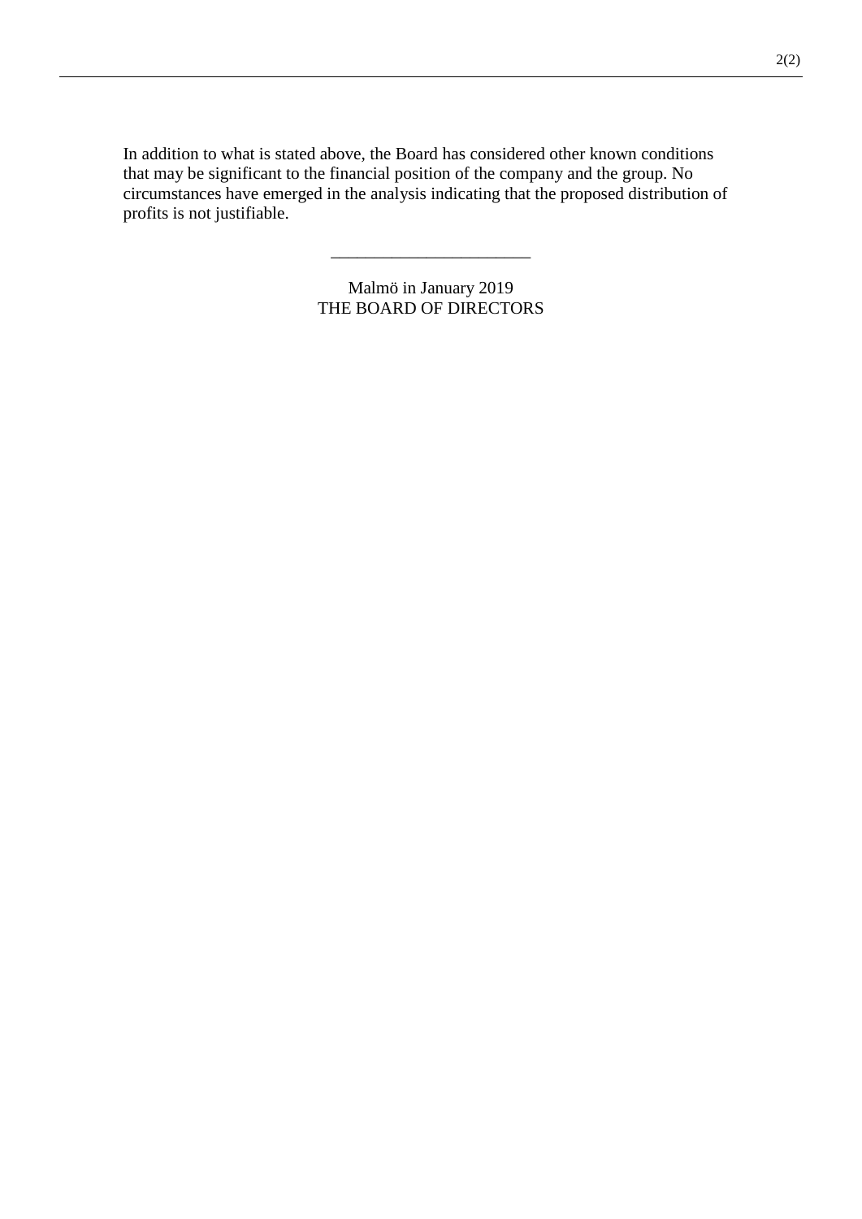In addition to what is stated above, the Board has considered other known conditions that may be significant to the financial position of the company and the group. No circumstances have emerged in the analysis indicating that the proposed distribution of profits is not justifiable.

\_\_\_\_\_\_\_\_\_\_\_\_\_\_\_\_\_\_\_\_\_\_\_\_

Malmö in January 2019
THE BOARD OF DIRECTORS